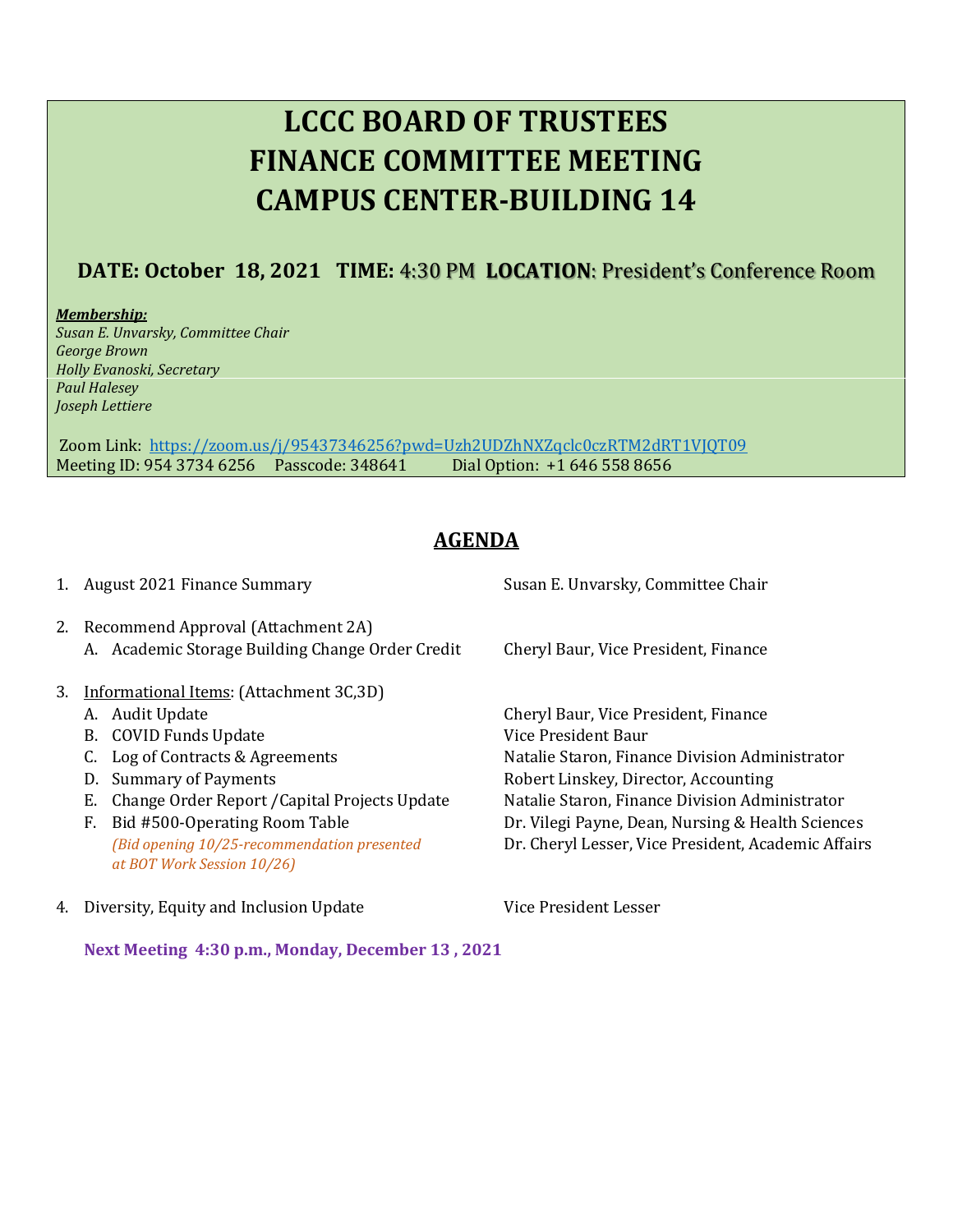# LCCC BOARD OF TRUSTEES
# FINANCE COMMITTEE MEETING
# CAMPUS CENTER-BUILDING 14

**DATE: October 18, 2021 TIME:** 4:30 PM **LOCATION**: President's Conference Room

***Membership:***
*Susan E. Unvarsky, Committee Chair*
*George Brown*
*Holly Evanoski, Secretary*
*Paul Halesey*
*Joseph Lettiere*

Zoom Link: https://zoom.us/j/95437346256?pwd=Uzh2UDZhNXZqclc0czRTM2dRT1VJQT09
Meeting ID: 954 3734 6256 Passcode: 348641 Dial Option: +1 646 558 8656

## AGENDA

1. August 2021 Finance Summary — Susan E. Unvarsky, Committee Chair

2. Recommend Approval (Attachment 2A)
   A. Academic Storage Building Change Order Credit — Cheryl Baur, Vice President, Finance

3. Informational Items: (Attachment 3C,3D)
   A. Audit Update — Cheryl Baur, Vice President, Finance
   B. COVID Funds Update — Vice President Baur
   C. Log of Contracts & Agreements — Natalie Staron, Finance Division Administrator
   D. Summary of Payments — Robert Linskey, Director, Accounting
   E. Change Order Report /Capital Projects Update — Natalie Staron, Finance Division Administrator
   F. Bid #500-Operating Room Table — Dr. Vilegi Payne, Dean, Nursing & Health Sciences; Dr. Cheryl Lesser, Vice President, Academic Affairs
      *(Bid opening 10/25-recommendation presented at BOT Work Session 10/26)*

4. Diversity, Equity and Inclusion Update — Vice President Lesser

**Next Meeting 4:30 p.m., Monday, December 13 , 2021**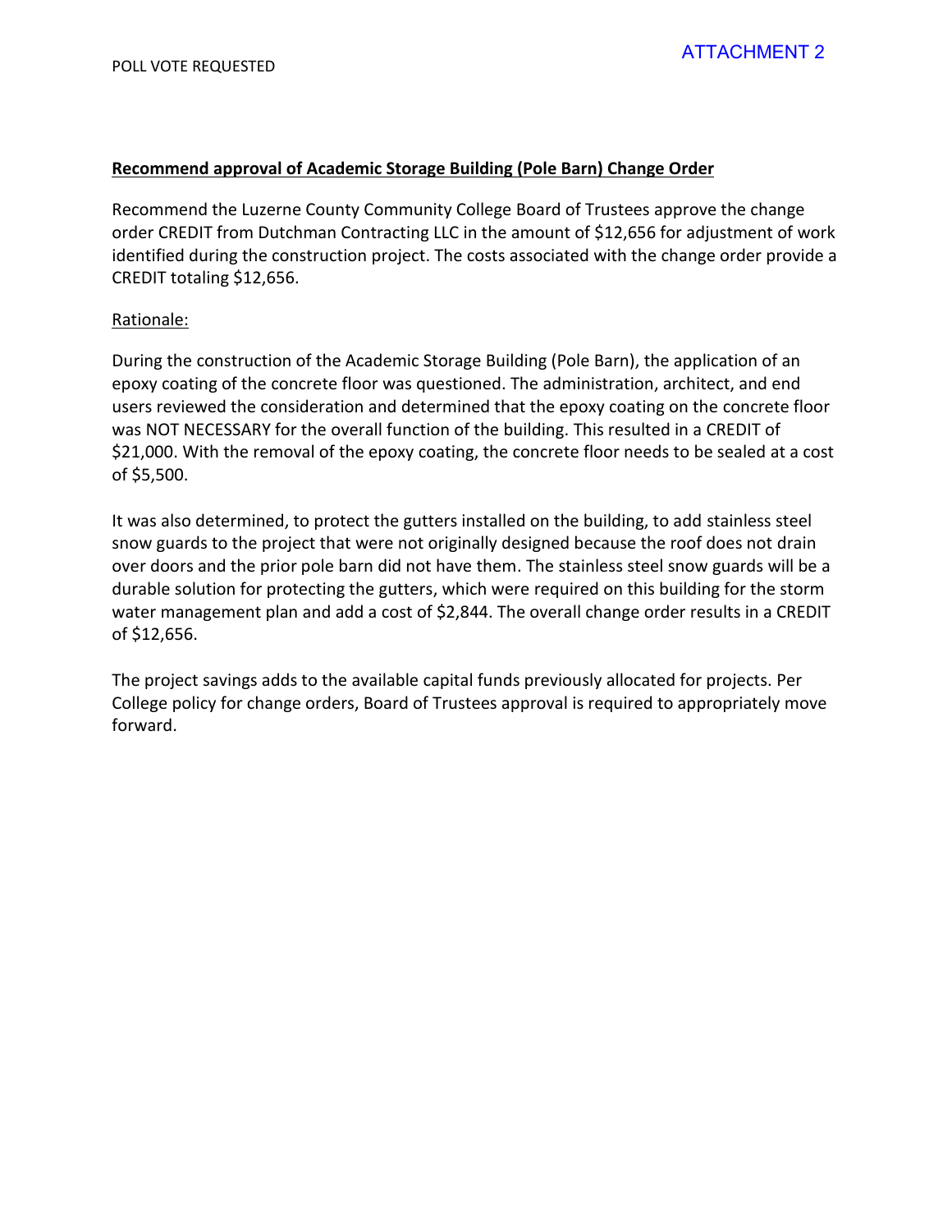POLL VOTE REQUESTED

ATTACHMENT 2

**Recommend approval of Academic Storage Building (Pole Barn) Change Order**

Recommend the Luzerne County Community College Board of Trustees approve the change order CREDIT from Dutchman Contracting LLC in the amount of $12,656 for adjustment of work identified during the construction project. The costs associated with the change order provide a CREDIT totaling $12,656.

Rationale:

During the construction of the Academic Storage Building (Pole Barn), the application of an epoxy coating of the concrete floor was questioned. The administration, architect, and end users reviewed the consideration and determined that the epoxy coating on the concrete floor was NOT NECESSARY for the overall function of the building. This resulted in a CREDIT of $21,000. With the removal of the epoxy coating, the concrete floor needs to be sealed at a cost of $5,500.

It was also determined, to protect the gutters installed on the building, to add stainless steel snow guards to the project that were not originally designed because the roof does not drain over doors and the prior pole barn did not have them. The stainless steel snow guards will be a durable solution for protecting the gutters, which were required on this building for the storm water management plan and add a cost of $2,844. The overall change order results in a CREDIT of $12,656.

The project savings adds to the available capital funds previously allocated for projects. Per College policy for change orders, Board of Trustees approval is required to appropriately move forward.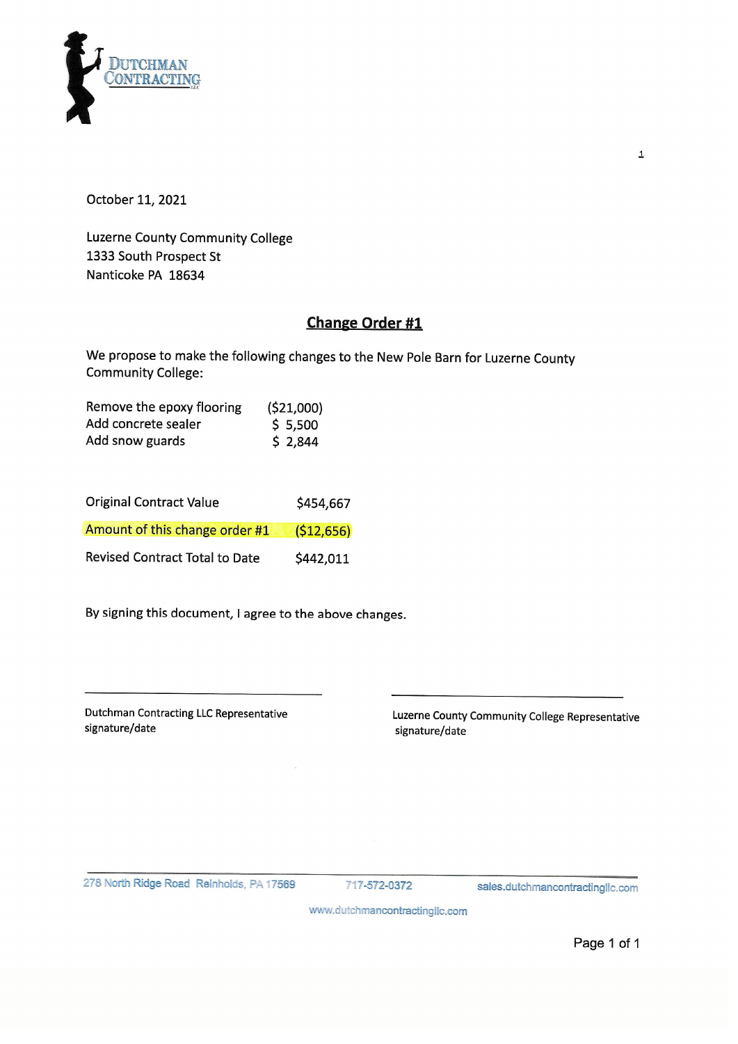DUTCHMAN CONTRACTING LLC

October 11, 2021

Luzerne County Community College
1333 South Prospect St
Nanticoke PA 18634

## Change Order #1

We propose to make the following changes to the New Pole Barn for Luzerne County Community College:

| | |
|---|---|
| Remove the epoxy flooring | ($21,000) |
| Add concrete sealer | $ 5,500 |
| Add snow guards | $ 2,844 |

| | |
|---|---|
| Original Contract Value | $454,667 |
| Amount of this change order #1 | ($12,656) |
| Revised Contract Total to Date | $442,011 |

By signing this document, I agree to the above changes.

\_\_\_\_\_\_\_\_\_\_\_\_\_\_\_\_\_\_\_\_\_\_\_\_\_\_\_\_\_\_
Dutchman Contracting LLC Representative signature/date

\_\_\_\_\_\_\_\_\_\_\_\_\_\_\_\_\_\_\_\_\_\_\_\_\_\_\_\_\_\_
Luzerne County Community College Representative signature/date

278 North Ridge Road Reinholds, PA 17569 | 717-572-0372 | sales.dutchmancontractingllc.com

www.dutchmancontractingllc.com